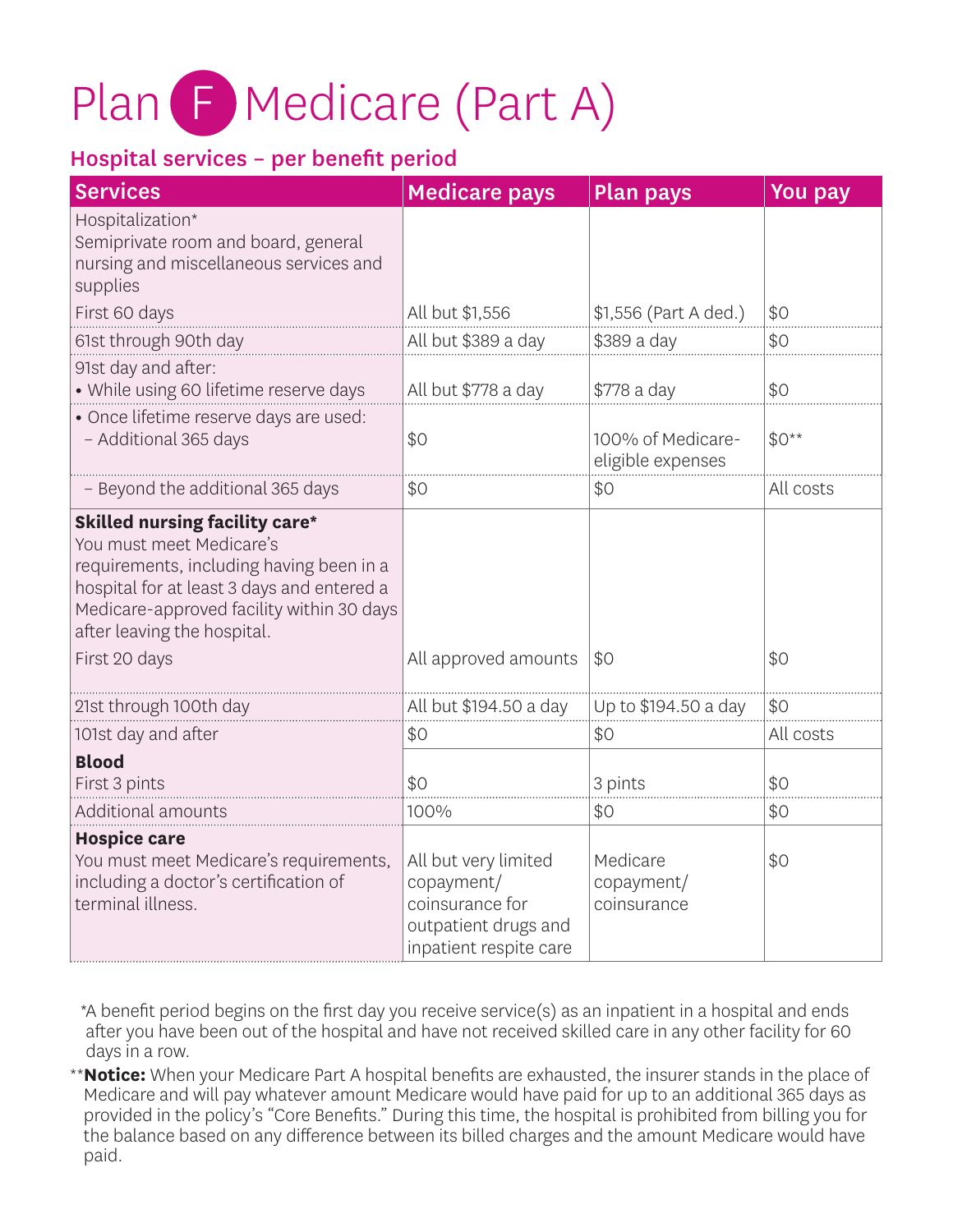# Plan F Medicare (Part A)

## Hospital services – per benefit period

| Services | Medicare pays | Plan pays | You pay |
| --- | --- | --- | --- |
| Hospitalization* Semiprivate room and board, general nursing and miscellaneous services and supplies | | | |
| First 60 days | All but $1,556 | $1,556 (Part A ded.) | $0 |
| 61st through 90th day | All but $389 a day | $389 a day | $0 |
| 91st day and after: • While using 60 lifetime reserve days | All but $778 a day | $778 a day | $0 |
| • Once lifetime reserve days are used: – Additional 365 days | $0 | 100% of Medicare-eligible expenses | $0** |
| – Beyond the additional 365 days | $0 | $0 | All costs |
| **Skilled nursing facility care*** You must meet Medicare's requirements, including having been in a hospital for at least 3 days and entered a Medicare-approved facility within 30 days after leaving the hospital. | | | |
| First 20 days | All approved amounts | $0 | $0 |
| 21st through 100th day | All but $194.50 a day | Up to $194.50 a day | $0 |
| 101st day and after | $0 | $0 | All costs |
| **Blood** First 3 pints | $0 | 3 pints | $0 |
| Additional amounts | 100% | $0 | $0 |
| **Hospice care** You must meet Medicare's requirements, including a doctor's certification of terminal illness. | All but very limited copayment/ coinsurance for outpatient drugs and inpatient respite care | Medicare copayment/ coinsurance | $0 |

*A benefit period begins on the first day you receive service(s) as an inpatient in a hospital and ends after you have been out of the hospital and have not received skilled care in any other facility for 60 days in a row.

****Notice:** When your Medicare Part A hospital benefits are exhausted, the insurer stands in the place of Medicare and will pay whatever amount Medicare would have paid for up to an additional 365 days as provided in the policy's "Core Benefits." During this time, the hospital is prohibited from billing you for the balance based on any difference between its billed charges and the amount Medicare would have paid.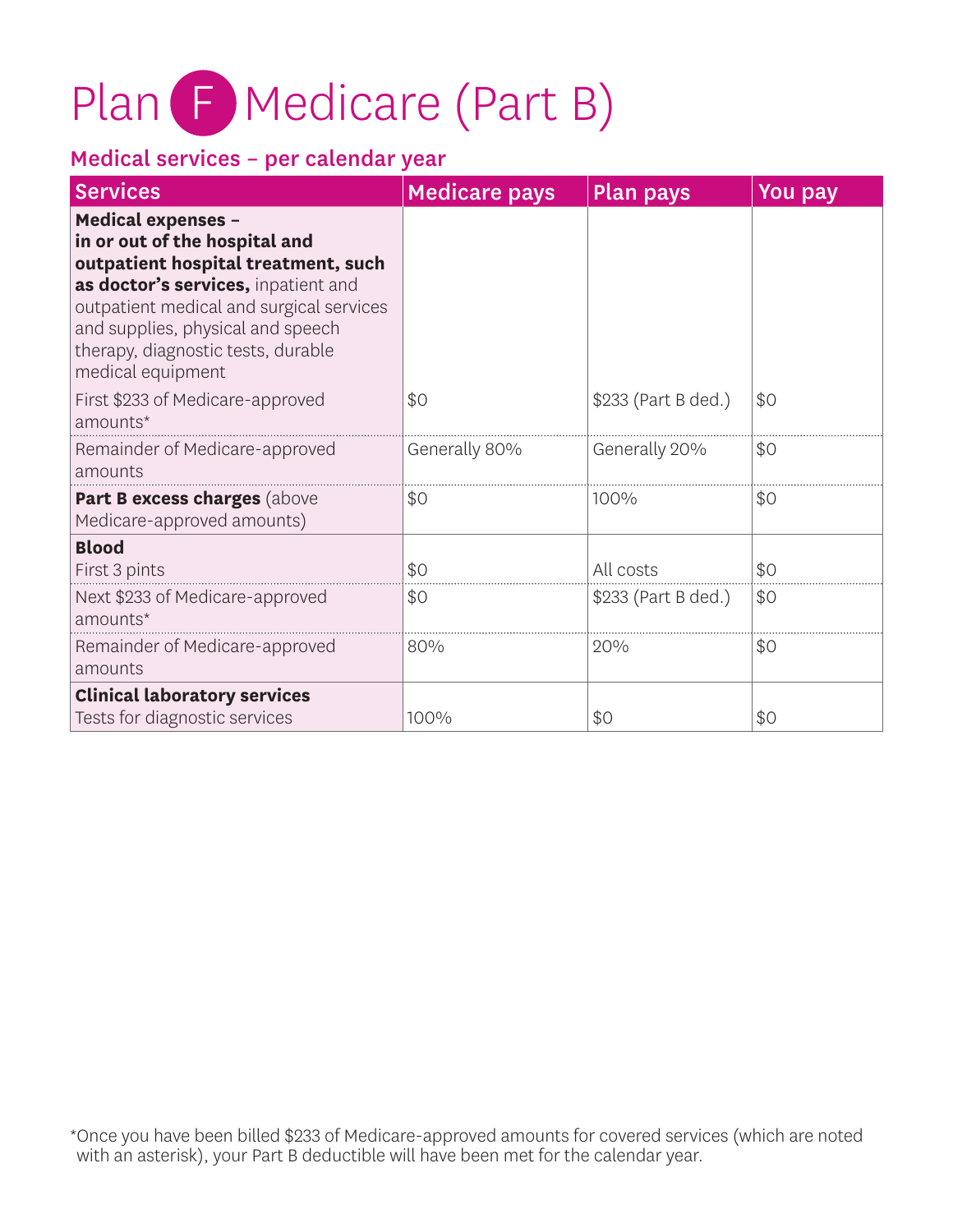# Plan F Medicare (Part B)

## Medical services – per calendar year

| Services | Medicare pays | Plan pays | You pay |
|---|---|---|---|
| **Medical expenses – in or out of the hospital and outpatient hospital treatment, such as doctor's services,** inpatient and outpatient medical and surgical services and supplies, physical and speech therapy, diagnostic tests, durable medical equipment | | | |
| First $233 of Medicare-approved amounts* | $0 | $233 (Part B ded.) | $0 |
| Remainder of Medicare-approved amounts | Generally 80% | Generally 20% | $0 |
| **Part B excess charges** (above Medicare-approved amounts) | $0 | 100% | $0 |
| **Blood** First 3 pints | $0 | All costs | $0 |
| Next $233 of Medicare-approved amounts* | $0 | $233 (Part B ded.) | $0 |
| Remainder of Medicare-approved amounts | 80% | 20% | $0 |
| **Clinical laboratory services** Tests for diagnostic services | 100% | $0 | $0 |

*Once you have been billed $233 of Medicare-approved amounts for covered services (which are noted with an asterisk), your Part B deductible will have been met for the calendar year.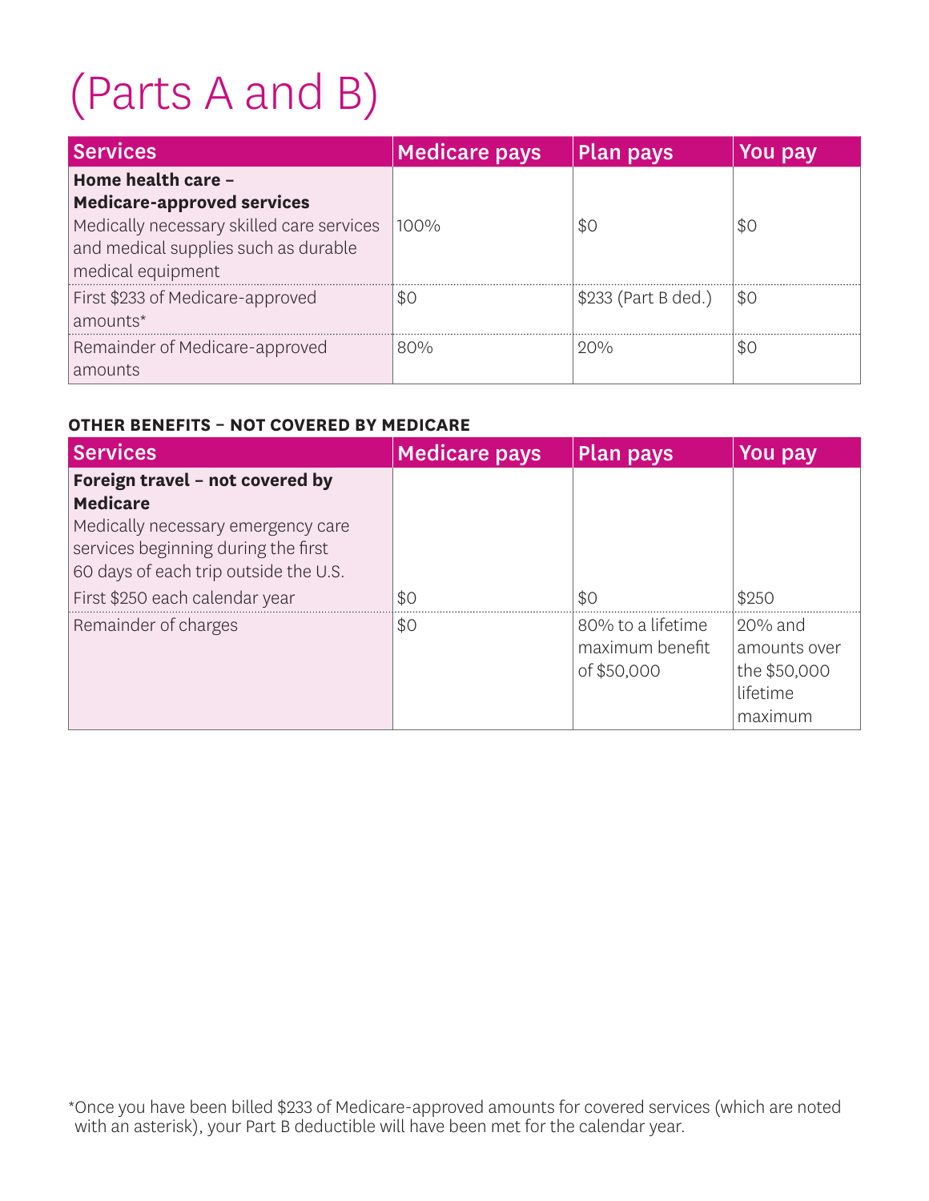# (Parts A and B)

| Services | Medicare pays | Plan pays | You pay |
|---|---|---|---|
| **Home health care – Medicare-approved services** Medically necessary skilled care services and medical supplies such as durable medical equipment | 100% | $0 | $0 |
| First $233 of Medicare-approved amounts* | $0 | $233 (Part B ded.) | $0 |
| Remainder of Medicare-approved amounts | 80% | 20% | $0 |

**OTHER BENEFITS – NOT COVERED BY MEDICARE**

| Services | Medicare pays | Plan pays | You pay |
|---|---|---|---|
| **Foreign travel – not covered by Medicare** Medically necessary emergency care services beginning during the first 60 days of each trip outside the U.S. | | | |
| First $250 each calendar year | $0 | $0 | $250 |
| Remainder of charges | $0 | 80% to a lifetime maximum benefit of $50,000 | 20% and amounts over the $50,000 lifetime maximum |

*Once you have been billed $233 of Medicare-approved amounts for covered services (which are noted with an asterisk), your Part B deductible will have been met for the calendar year.